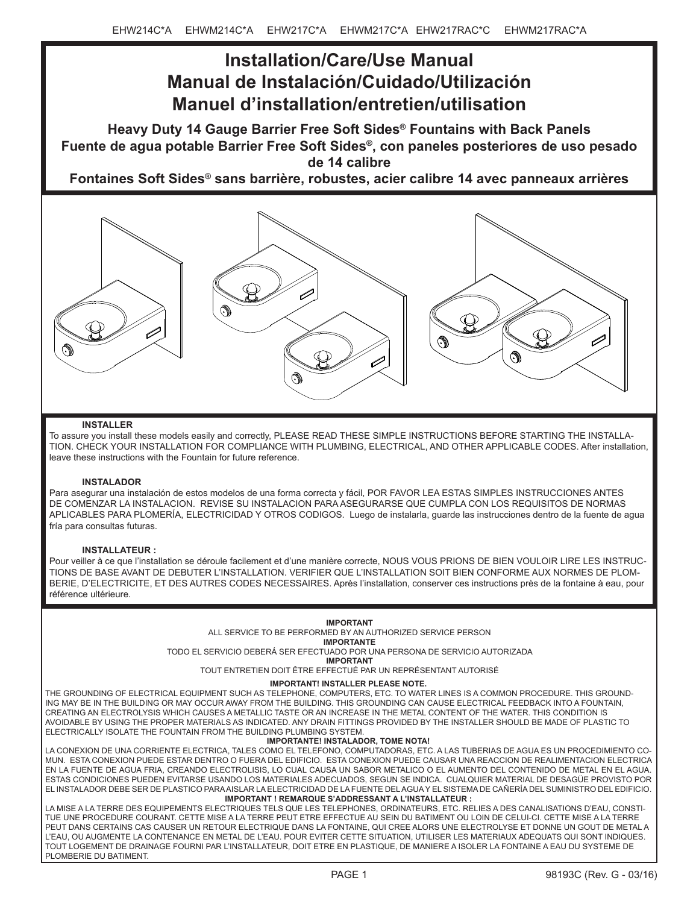EHW214C*A EHWM214C*A EHW217C*A EHWM217C*A EHW217RAC*C EHWM217RAC*A

# Installation/Care/Use Manual
# Manual de Instalación/Cuidado/Utilización
# Manuel d'installation/entretien/utilisation

## Heavy Duty 14 Gauge Barrier Free Soft Sides® Fountains with Back Panels
## Fuente de agua potable Barrier Free Soft Sides®, con paneles posteriores de uso pesado de 14 calibre
## Fontaines Soft Sides® sans barrière, robustes, acier calibre 14 avec panneaux arrières

**INSTALLER**

To assure you install these models easily and correctly, PLEASE READ THESE SIMPLE INSTRUCTIONS BEFORE STARTING THE INSTALLATION. CHECK YOUR INSTALLATION FOR COMPLIANCE WITH PLUMBING, ELECTRICAL, AND OTHER APPLICABLE CODES. After installation, leave these instructions with the Fountain for future reference.

**INSTALADOR**

Para asegurar una instalación de estos modelos de una forma correcta y fácil, POR FAVOR LEA ESTAS SIMPLES INSTRUCCIONES ANTES DE COMENZAR LA INSTALACION. REVISE SU INSTALACION PARA ASEGURARSE QUE CUMPLA CON LOS REQUISITOS DE NORMAS APLICABLES PARA PLOMERÍA, ELECTRICIDAD Y OTROS CODIGOS. Luego de instalarla, guarde las instrucciones dentro de la fuente de agua fría para consultas futuras.

**INSTALLATEUR :**

Pour veiller à ce que l'installation se déroule facilement et d'une manière correcte, NOUS VOUS PRIONS DE BIEN VOULOIR LIRE LES INSTRUCTIONS DE BASE AVANT DE DEBUTER L'INSTALLATION. VERIFIER QUE L'INSTALLATION SOIT BIEN CONFORME AUX NORMES DE PLOMBERIE, D'ELECTRICITE, ET DES AUTRES CODES NECESSAIRES. Après l'installation, conserver ces instructions près de la fontaine à eau, pour référence ultérieure.

**IMPORTANT**

ALL SERVICE TO BE PERFORMED BY AN AUTHORIZED SERVICE PERSON

**IMPORTANTE**

TODO EL SERVICIO DEBERÁ SER EFECTUADO POR UNA PERSONA DE SERVICIO AUTORIZADA

**IMPORTANT**

TOUT ENTRETIEN DOIT ÊTRE EFFECTUÉ PAR UN REPRÉSENTANT AUTORISÉ

**IMPORTANT! INSTALLER PLEASE NOTE.**

THE GROUNDING OF ELECTRICAL EQUIPMENT SUCH AS TELEPHONE, COMPUTERS, ETC. TO WATER LINES IS A COMMON PROCEDURE. THIS GROUNDING MAY BE IN THE BUILDING OR MAY OCCUR AWAY FROM THE BUILDING. THIS GROUNDING CAN CAUSE ELECTRICAL FEEDBACK INTO A FOUNTAIN, CREATING AN ELECTROLYSIS WHICH CAUSES A METALLIC TASTE OR AN INCREASE IN THE METAL CONTENT OF THE WATER. THIS CONDITION IS AVOIDABLE BY USING THE PROPER MATERIALS AS INDICATED. ANY DRAIN FITTINGS PROVIDED BY THE INSTALLER SHOULD BE MADE OF PLASTIC TO ELECTRICALLY ISOLATE THE FOUNTAIN FROM THE BUILDING PLUMBING SYSTEM.

**IMPORTANTE! INSTALADOR, TOME NOTA!**

LA CONEXION DE UNA CORRIENTE ELECTRICA, TALES COMO EL TELEFONO, COMPUTADORAS, ETC. A LAS TUBERIAS DE AGUA ES UN PROCEDIMIENTO COMUN. ESTA CONEXION PUEDE ESTAR DENTRO O FUERA DEL EDIFICIO. ESTA CONEXION PUEDE CAUSAR UNA REACCION DE REALIMENTACION ELECTRICA EN LA FUENTE DE AGUA FRIA, CREANDO ELECTROLISIS, LO CUAL CAUSA UN SABOR METALICO O EL AUMENTO DEL CONTENIDO DE METAL EN EL AGUA. ESTAS CONDICIONES PUEDEN EVITARSE USANDO LOS MATERIALES ADECUADOS, SEGUN SE INDICA. CUALQUIER MATERIAL DE DESAGÜE PROVISTO POR EL INSTALADOR DEBE SER DE PLASTICO PARA AISLAR LA ELECTRICIDAD DE LA FUENTE DEL AGUA Y EL SISTEMA DE CAÑERÍA DEL SUMINISTRO DEL EDIFICIO.

**IMPORTANT ! REMARQUE S'ADDRESSANT A L'INSTALLATEUR :**

LA MISE A LA TERRE DES EQUIPEMENTS ELECTRIQUES TELS QUE LES TELEPHONES, ORDINATEURS, ETC. RELIES A DES CANALISATIONS D'EAU, CONSTITUE UNE PROCEDURE COURANT. CETTE MISE A LA TERRE PEUT ETRE EFFECTUE AU SEIN DU BATIMENT OU LOIN DE CELUI-CI. CETTE MISE A LA TERRE PEUT DANS CERTAINS CAS CAUSER UN RETOUR ELECTRIQUE DANS LA FONTAINE, QUI CREE ALORS UNE ELECTROLYSE ET DONNE UN GOUT DE METAL A L'EAU, OU AUGMENTE LA CONTENANCE EN METAL DE L'EAU. POUR EVITER CETTE SITUATION, UTILISER LES MATERIAUX ADEQUATS QUI SONT INDIQUES. TOUT LOGEMENT DE DRAINAGE FOURNI PAR L'INSTALLATEUR, DOIT ETRE EN PLASTIQUE, DE MANIERE A ISOLER LA FONTAINE A EAU DU SYSTEME DE PLOMBERIE DU BATIMENT.

98193C (Rev. G - 03/16)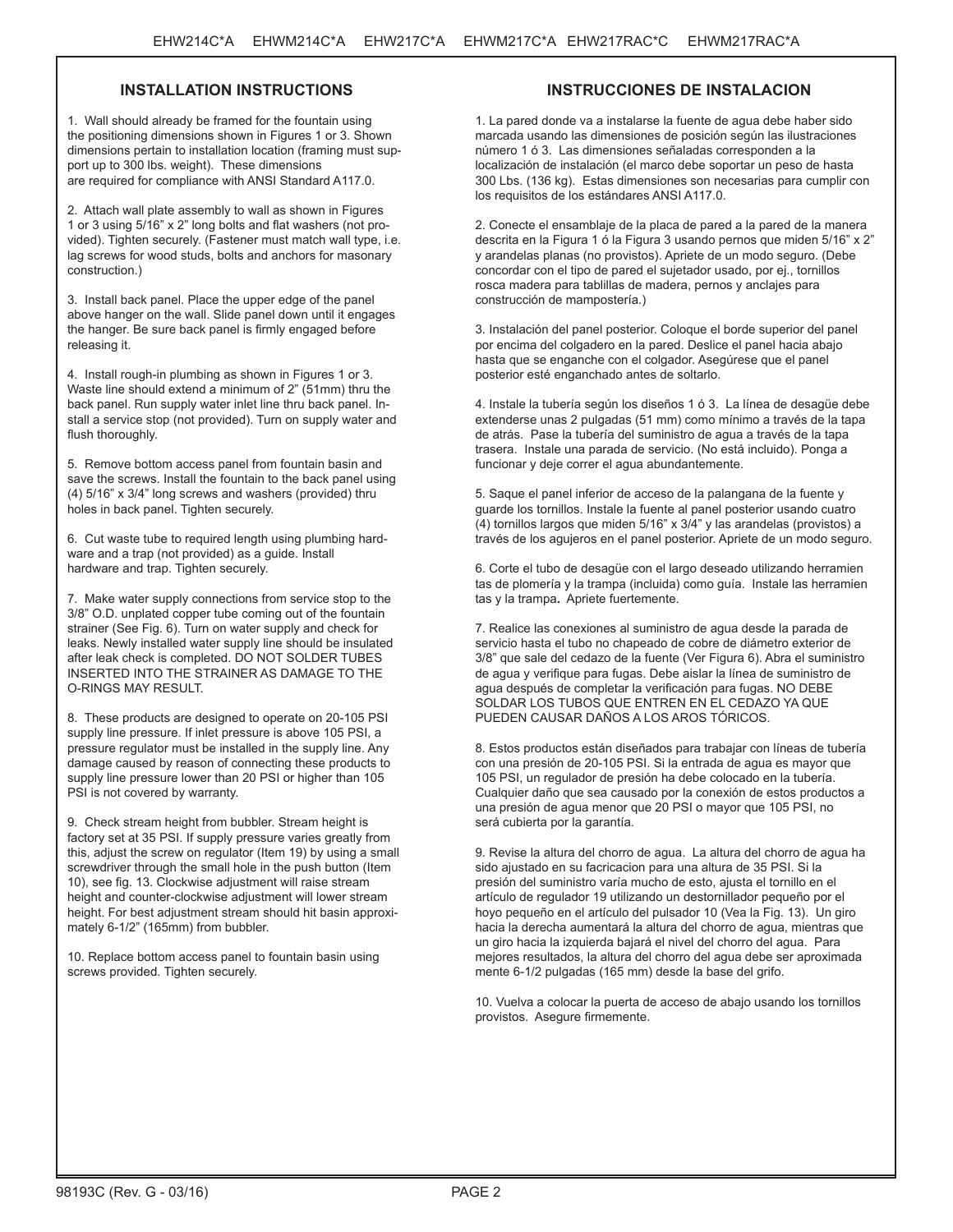## INSTALLATION INSTRUCTIONS

1. Wall should already be framed for the fountain using the positioning dimensions shown in Figures 1 or 3. Shown dimensions pertain to installation location (framing must support up to 300 lbs. weight). These dimensions are required for compliance with ANSI Standard A117.0.

2. Attach wall plate assembly to wall as shown in Figures 1 or 3 using 5/16" x 2" long bolts and flat washers (not provided). Tighten securely. (Fastener must match wall type, i.e. lag screws for wood studs, bolts and anchors for masonary construction.)

3. Install back panel. Place the upper edge of the panel above hanger on the wall. Slide panel down until it engages the hanger. Be sure back panel is firmly engaged before releasing it.

4. Install rough-in plumbing as shown in Figures 1 or 3. Waste line should extend a minimum of 2" (51mm) thru the back panel. Run supply water inlet line thru back panel. Install a service stop (not provided). Turn on supply water and flush thoroughly.

5. Remove bottom access panel from fountain basin and save the screws. Install the fountain to the back panel using (4) 5/16" x 3/4" long screws and washers (provided) thru holes in back panel. Tighten securely.

6. Cut waste tube to required length using plumbing hardware and a trap (not provided) as a guide. Install hardware and trap. Tighten securely.

7. Make water supply connections from service stop to the 3/8" O.D. unplated copper tube coming out of the fountain strainer (See Fig. 6). Turn on water supply and check for leaks. Newly installed water supply line should be insulated after leak check is completed. DO NOT SOLDER TUBES INSERTED INTO THE STRAINER AS DAMAGE TO THE O-RINGS MAY RESULT.

8. These products are designed to operate on 20-105 PSI supply line pressure. If inlet pressure is above 105 PSI, a pressure regulator must be installed in the supply line. Any damage caused by reason of connecting these products to supply line pressure lower than 20 PSI or higher than 105 PSI is not covered by warranty.

9. Check stream height from bubbler. Stream height is factory set at 35 PSI. If supply pressure varies greatly from this, adjust the screw on regulator (Item 19) by using a small screwdriver through the small hole in the push button (Item 10), see fig. 13. Clockwise adjustment will raise stream height and counter-clockwise adjustment will lower stream height. For best adjustment stream should hit basin approximately 6-1/2" (165mm) from bubbler.

10. Replace bottom access panel to fountain basin using screws provided. Tighten securely.

## INSTRUCCIONES DE INSTALACION

1. La pared donde va a instalarse la fuente de agua debe haber sido marcada usando las dimensiones de posición según las ilustraciones número 1 ó 3. Las dimensiones señaladas corresponden a la localización de instalación (el marco debe soportar un peso de hasta 300 Lbs. (136 kg). Estas dimensiones son necesarias para cumplir con los requisitos de los estándares ANSI A117.0.

2. Conecte el ensamblaje de la placa de pared a la pared de la manera descrita en la Figura 1 ó la Figura 3 usando pernos que miden 5/16" x 2" y arandelas planas (no provistos). Apriete de un modo seguro. (Debe concordar con el tipo de pared el sujetador usado, por ej., tornillos rosca madera para tablillas de madera, pernos y anclajes para construcción de mampostería.)

3. Instalación del panel posterior. Coloque el borde superior del panel por encima del colgadero en la pared. Deslice el panel hacia abajo hasta que se enganche con el colgador. Asegúrese que el panel posterior esté enganchado antes de soltarlo.

4. Instale la tubería según los diseños 1 ó 3. La línea de desagüe debe extenderse unas 2 pulgadas (51 mm) como mínimo a través de la tapa de atrás. Pase la tubería del suministro de agua a través de la tapa trasera. Instale una parada de servicio. (No está incluido). Ponga a funcionar y deje correr el agua abundantemente.

5. Saque el panel inferior de acceso de la palangana de la fuente y guarde los tornillos. Instale la fuente al panel posterior usando cuatro (4) tornillos largos que miden 5/16" x 3/4" y las arandelas (provistos) a través de los agujeros en el panel posterior. Apriete de un modo seguro.

6. Corte el tubo de desagüe con el largo deseado utilizando herramien tas de plomería y la trampa (incluida) como guía. Instale las herramien tas y la trampa. Apriete fuertemente.

7. Realice las conexiones al suministro de agua desde la parada de servicio hasta el tubo no chapeado de cobre de diámetro exterior de 3/8" que sale del cedazo de la fuente (Ver Figura 6). Abra el suministro de agua y verifique para fugas. Debe aislar la línea de suministro de agua después de completar la verificación para fugas. NO DEBE SOLDAR LOS TUBOS QUE ENTREN EN EL CEDAZO YA QUE PUEDEN CAUSAR DAÑOS A LOS AROS TÓRICOS.

8. Estos productos están diseñados para trabajar con líneas de tubería con una presión de 20-105 PSI. Si la entrada de agua es mayor que 105 PSI, un regulador de presión ha debe colocado en la tubería. Cualquier daño que sea causado por la conexión de estos productos a una presión de agua menor que 20 PSI o mayor que 105 PSI, no será cubierta por la garantía.

9. Revise la altura del chorro de agua. La altura del chorro de agua ha sido ajustado en su facricacion para una altura de 35 PSI. Si la presión del suministro varía mucho de esto, ajusta el tornillo en el artículo de regulador 19 utilizando un destornillador pequeño por el hoyo pequeño en el artículo del pulsador 10 (Vea la Fig. 13). Un giro hacia la derecha aumentará la altura del chorro de agua, mientras que un giro hacia la izquierda bajará el nivel del chorro del agua. Para mejores resultados, la altura del chorro del agua debe ser aproximada mente 6-1/2 pulgadas (165 mm) desde la base del grifo.

10. Vuelva a colocar la puerta de acceso de abajo usando los tornillos provistos. Asegure firmemente.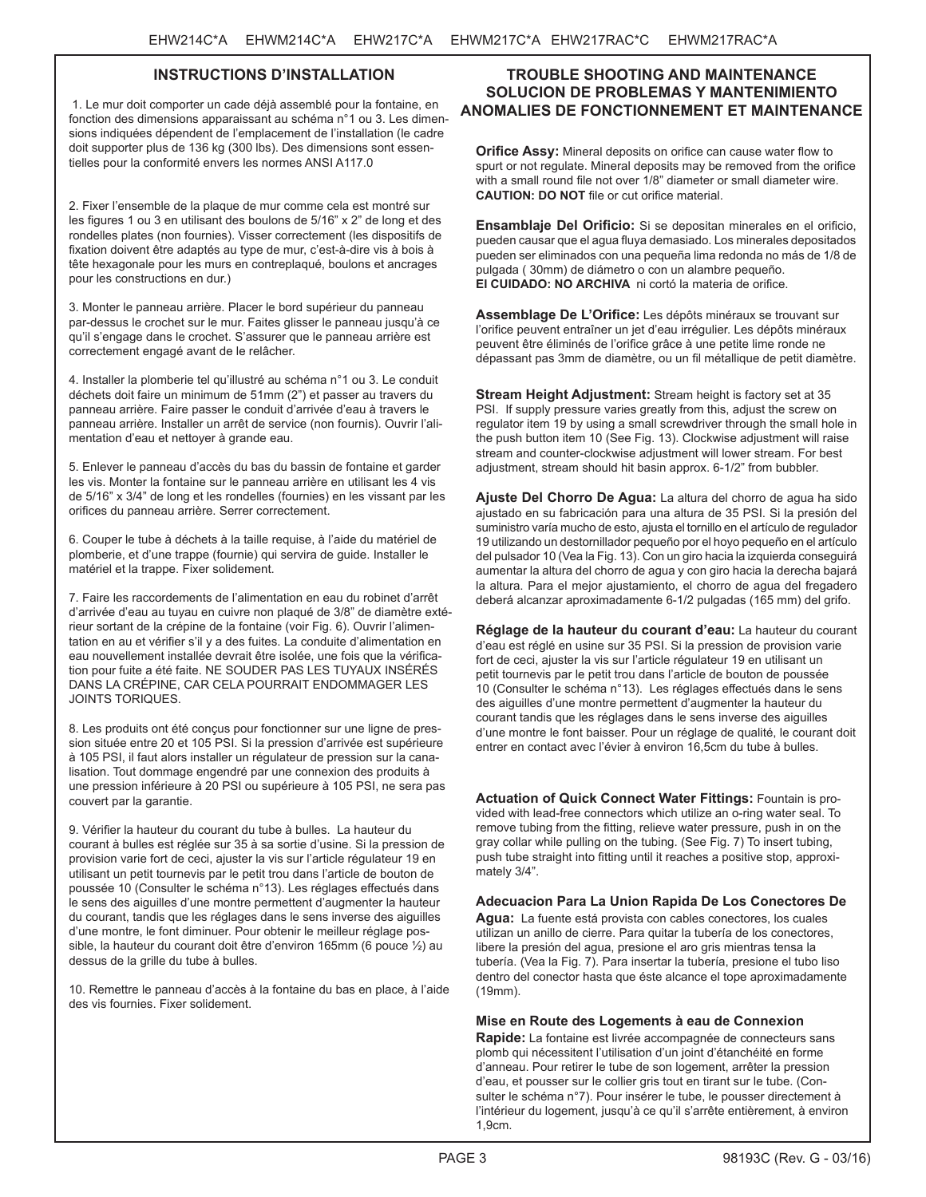## INSTRUCTIONS D'INSTALLATION

1. Le mur doit comporter un cade déjà assemblé pour la fontaine, en fonction des dimensions apparaissant au schéma n°1 ou 3. Les dimensions indiquées dépendent de l'emplacement de l'installation (le cadre doit supporter plus de 136 kg (300 lbs). Des dimensions sont essentielles pour la conformité envers les normes ANSI A117.0

2. Fixer l'ensemble de la plaque de mur comme cela est montré sur les figures 1 ou 3 en utilisant des boulons de 5/16" x 2" de long et des rondelles plates (non fournies). Visser correctement (les dispositifs de fixation doivent être adaptés au type de mur, c'est-à-dire vis à bois à tête hexagonale pour les murs en contreplaqué, boulons et ancrages pour les constructions en dur.)

3. Monter le panneau arrière. Placer le bord supérieur du panneau par-dessus le crochet sur le mur. Faites glisser le panneau jusqu'à ce qu'il s'engage dans le crochet. S'assurer que le panneau arrière est correctement engagé avant de le relâcher.

4. Installer la plomberie tel qu'illustré au schéma n°1 ou 3. Le conduit déchets doit faire un minimum de 51mm (2") et passer au travers du panneau arrière. Faire passer le conduit d'arrivée d'eau à travers le panneau arrière. Installer un arrêt de service (non fournis). Ouvrir l'alimentation d'eau et nettoyer à grande eau.

5. Enlever le panneau d'accès du bas du bassin de fontaine et garder les vis. Monter la fontaine sur le panneau arrière en utilisant les 4 vis de 5/16" x 3/4" de long et les rondelles (fournies) en les vissant par les orifices du panneau arrière. Serrer correctement.

6. Couper le tube à déchets à la taille requise, à l'aide du matériel de plomberie, et d'une trappe (fournie) qui servira de guide. Installer le matériel et la trappe. Fixer solidement.

7. Faire les raccordements de l'alimentation en eau du robinet d'arrêt d'arrivée d'eau au tuyau en cuivre non plaqué de 3/8" de diamètre extérieur sortant de la crépine de la fontaine (voir Fig. 6). Ouvrir l'alimentation en au et vérifier s'il y a des fuites. La conduite d'alimentation en eau nouvellement installée devrait être isolée, une fois que la vérification pour fuite a été faite. NE SOUDER PAS LES TUYAUX INSÉRÉS DANS LA CRÉPINE, CAR CELA POURRAIT ENDOMMAGER LES JOINTS TORIQUES.

8. Les produits ont été conçus pour fonctionner sur une ligne de pression située entre 20 et 105 PSI. Si la pression d'arrivée est supérieure à 105 PSI, il faut alors installer un régulateur de pression sur la canalisation. Tout dommage engendré par une connexion des produits à une pression inférieure à 20 PSI ou supérieure à 105 PSI, ne sera pas couvert par la garantie.

9. Vérifier la hauteur du courant du tube à bulles. La hauteur du courant à bulles est réglée sur 35 à sa sortie d'usine. Si la pression de provision varie fort de ceci, ajuster la vis sur l'article régulateur 19 en utilisant un petit tournevis par le petit trou dans l'article de bouton de poussée 10 (Consulter le schéma n°13). Les réglages effectués dans le sens des aiguilles d'une montre permettent d'augmenter la hauteur du courant, tandis que les réglages dans le sens inverse des aiguilles d'une montre, le font diminuer. Pour obtenir le meilleur réglage possible, la hauteur du courant doit être d'environ 165mm (6 pouce ½) au dessus de la grille du tube à bulles.

10. Remettre le panneau d'accès à la fontaine du bas en place, à l'aide des vis fournies. Fixer solidement.

## TROUBLE SHOOTING AND MAINTENANCE
## SOLUCION DE PROBLEMAS Y MANTENIMIENTO
## ANOMALIES DE FONCTIONNEMENT ET MAINTENANCE

**Orifice Assy:** Mineral deposits on orifice can cause water flow to spurt or not regulate. Mineral deposits may be removed from the orifice with a small round file not over 1/8" diameter or small diameter wire. **CAUTION: DO NOT** file or cut orifice material.

**Ensamblaje Del Orificio:** Si se depositan minerales en el orificio, pueden causar que el agua fluya demasiado. Los minerales depositados pueden ser eliminados con una pequeña lima redonda no más de 1/8 de pulgada ( 30mm) de diámetro o con un alambre pequeño.
**El CUIDADO: NO ARCHIVA** ni cortó la materia de orifice.

**Assemblage De L'Orifice:** Les dépôts minéraux se trouvant sur l'orifice peuvent entraîner un jet d'eau irrégulier. Les dépôts minéraux peuvent être éliminés de l'orifice grâce à une petite lime ronde ne dépassant pas 3mm de diamètre, ou un fil métallique de petit diamètre.

**Stream Height Adjustment:** Stream height is factory set at 35 PSI. If supply pressure varies greatly from this, adjust the screw on regulator item 19 by using a small screwdriver through the small hole in the push button item 10 (See Fig. 13). Clockwise adjustment will raise stream and counter-clockwise adjustment will lower stream. For best adjustment, stream should hit basin approx. 6-1/2" from bubbler.

**Ajuste Del Chorro De Agua:** La altura del chorro de agua ha sido ajustado en su fabricación para una altura de 35 PSI. Si la presión del suministro varía mucho de esto, ajusta el tornillo en el artículo de regulador 19 utilizando un destornillador pequeño por el hoyo pequeño en el artículo del pulsador 10 (Vea la Fig. 13). Con un giro hacia la izquierda conseguirá aumentar la altura del chorro de agua y con giro hacia la derecha bajará la altura. Para el mejor ajustamiento, el chorro de agua del fregadero deberá alcanzar aproximadamente 6-1/2 pulgadas (165 mm) del grifo.

**Réglage de la hauteur du courant d'eau:** La hauteur du courant d'eau est réglé en usine sur 35 PSI. Si la pression de provision varie fort de ceci, ajuster la vis sur l'article régulateur 19 en utilisant un petit tournevis par le petit trou dans l'article de bouton de poussée 10 (Consulter le schéma n°13). Les réglages effectués dans le sens des aiguilles d'une montre permettent d'augmenter la hauteur du courant tandis que les réglages dans le sens inverse des aiguilles d'une montre le font baisser. Pour un réglage de qualité, le courant doit entrer en contact avec l'évier à environ 16,5cm du tube à bulles.

**Actuation of Quick Connect Water Fittings:** Fountain is provided with lead-free connectors which utilize an o-ring water seal. To remove tubing from the fitting, relieve water pressure, push in on the gray collar while pulling on the tubing. (See Fig. 7) To insert tubing, push tube straight into fitting until it reaches a positive stop, approximately 3/4".

**Adecuacion Para La Union Rapida De Los Conectores De Agua:** La fuente está provista con cables conectores, los cuales utilizan un anillo de cierre. Para quitar la tubería de los conectores, libere la presión del agua, presione el aro gris mientras tensa la tubería. (Vea la Fig. 7). Para insertar la tubería, presione el tubo liso dentro del conector hasta que éste alcance el tope aproximadamente (19mm).

**Mise en Route des Logements à eau de Connexion Rapide:** La fontaine est livrée accompagnée de connecteurs sans plomb qui nécessitent l'utilisation d'un joint d'étanchéité en forme d'anneau. Pour retirer le tube de son logement, arrêter la pression d'eau, et pousser sur le collier gris tout en tirant sur le tube. (Consulter le schéma n°7). Pour insérer le tube, le pousser directement à l'intérieur du logement, jusqu'à ce qu'il s'arrête entièrement, à environ 1,9cm.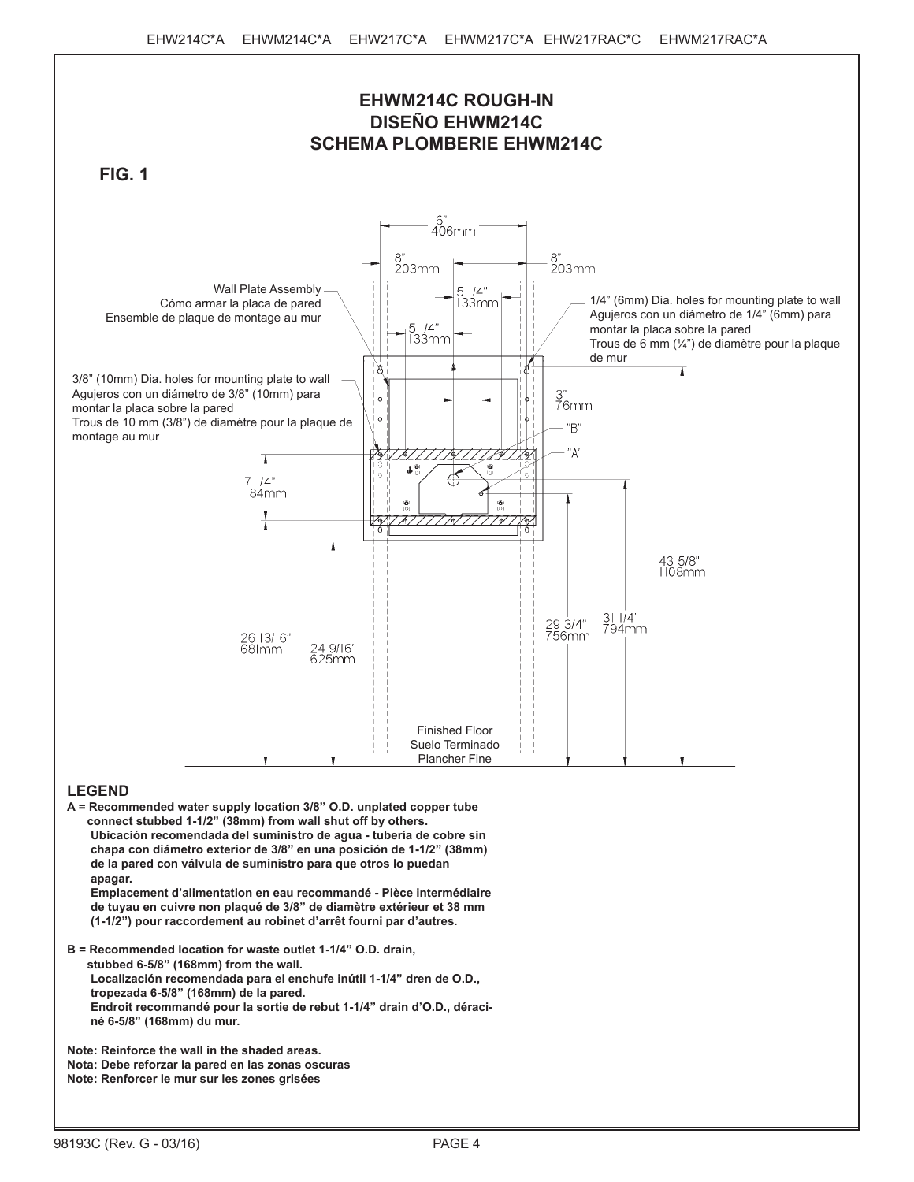# EHWM214C ROUGH-IN
# DISEÑO EHWM214C
# SCHEMA PLOMBERIE EHWM214C

**FIG. 1**

16"
406mm

8"
203mm

8"
203mm

Wall Plate Assembly
Cómo armar la placa de pared
Ensemble de plaque de montage au mur

5 1/4"
133mm

5 1/4"
133mm

1/4" (6mm) Dia. holes for mounting plate to wall
Agujeros con un diámetro de 1/4" (6mm) para montar la placa sobre la pared
Trous de 6 mm (¼") de diamètre pour la plaque de mur

3/8" (10mm) Dia. holes for mounting plate to wall
Agujeros con un diámetro de 3/8" (10mm) para montar la placa sobre la pared
Trous de 10 mm (3/8") de diamètre pour la plaque de montage au mur

3"
76mm

"B"

"A"

7 1/4"
184mm

43 5/8"
1108mm

29 3/4"
756mm

31 1/4"
794mm

26 13/16"
681mm

24 9/16"
625mm

Finished Floor
Suelo Terminado
Plancher Fine

## LEGEND

**A = Recommended water supply location 3/8" O.D. unplated copper tube connect stubbed 1-1/2" (38mm) from wall shut off by others.**
**Ubicación recomendada del suministro de agua - tubería de cobre sin chapa con diámetro exterior de 3/8" en una posición de 1-1/2" (38mm) de la pared con válvula de suministro para que otros lo puedan apagar.**
**Emplacement d'alimentation en eau recommandé - Pièce intermédiaire de tuyau en cuivre non plaqué de 3/8" de diamètre extérieur et 38 mm (1-1/2") pour raccordement au robinet d'arrêt fourni par d'autres.**

**B = Recommended location for waste outlet 1-1/4" O.D. drain, stubbed 6-5/8" (168mm) from the wall.**
**Localización recomendada para el enchufe inútil 1-1/4" dren de O.D., tropezada 6-5/8" (168mm) de la pared.**
**Endroit recommandé pour la sortie de rebut 1-1/4" drain d'O.D., déraciné 6-5/8" (168mm) du mur.**

**Note: Reinforce the wall in the shaded areas.**
**Nota: Debe reforzar la pared en las zonas oscuras**
**Note: Renforcer le mur sur les zones grisées**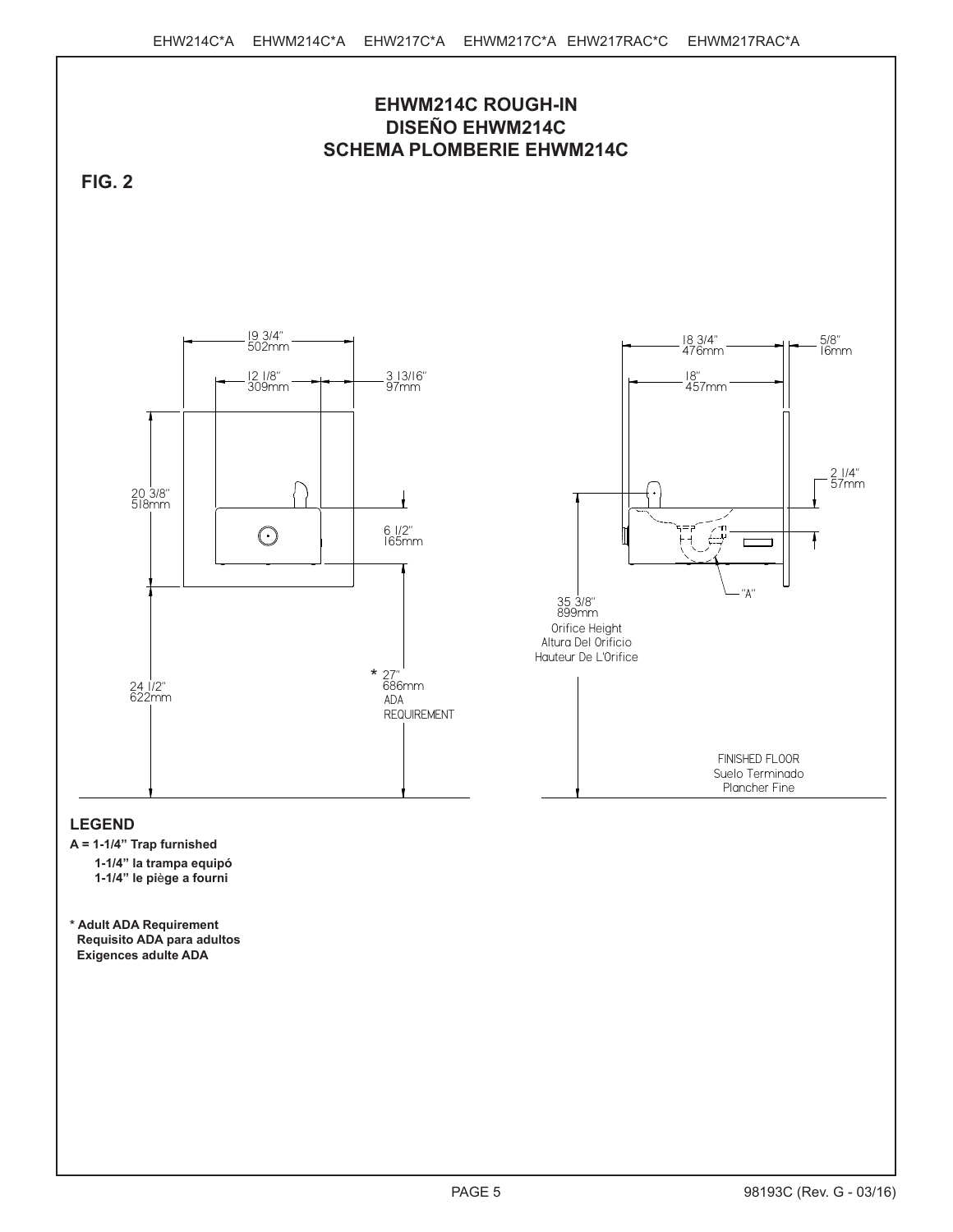# EHWM214C ROUGH-IN
# DISEÑO EHWM214C
# SCHEMA PLOMBERIE EHWM214C

**FIG. 2**

19 3/4"
502mm

12 1/8"
309mm

3 13/16"
97mm

20 3/8"
518mm

6 1/2"
165mm

24 1/2"
622mm

* 27"
686mm
ADA
REQUIREMENT

18 3/4"
476mm

5/8"
16mm

18"
457mm

2 1/4"
57mm

"A"

35 3/8"
899mm
Orifice Height
Altura Del Orificio
Hauteur De L'Orifice

FINISHED FLOOR
Suelo Terminado
Plancher Fine

**LEGEND**

**A = 1-1/4" Trap furnished**
**1-1/4" la trampa equipó**
**1-1/4" le piège a fourni**

**\* Adult ADA Requirement**
**Requisito ADA para adultos**
**Exigences adulte ADA**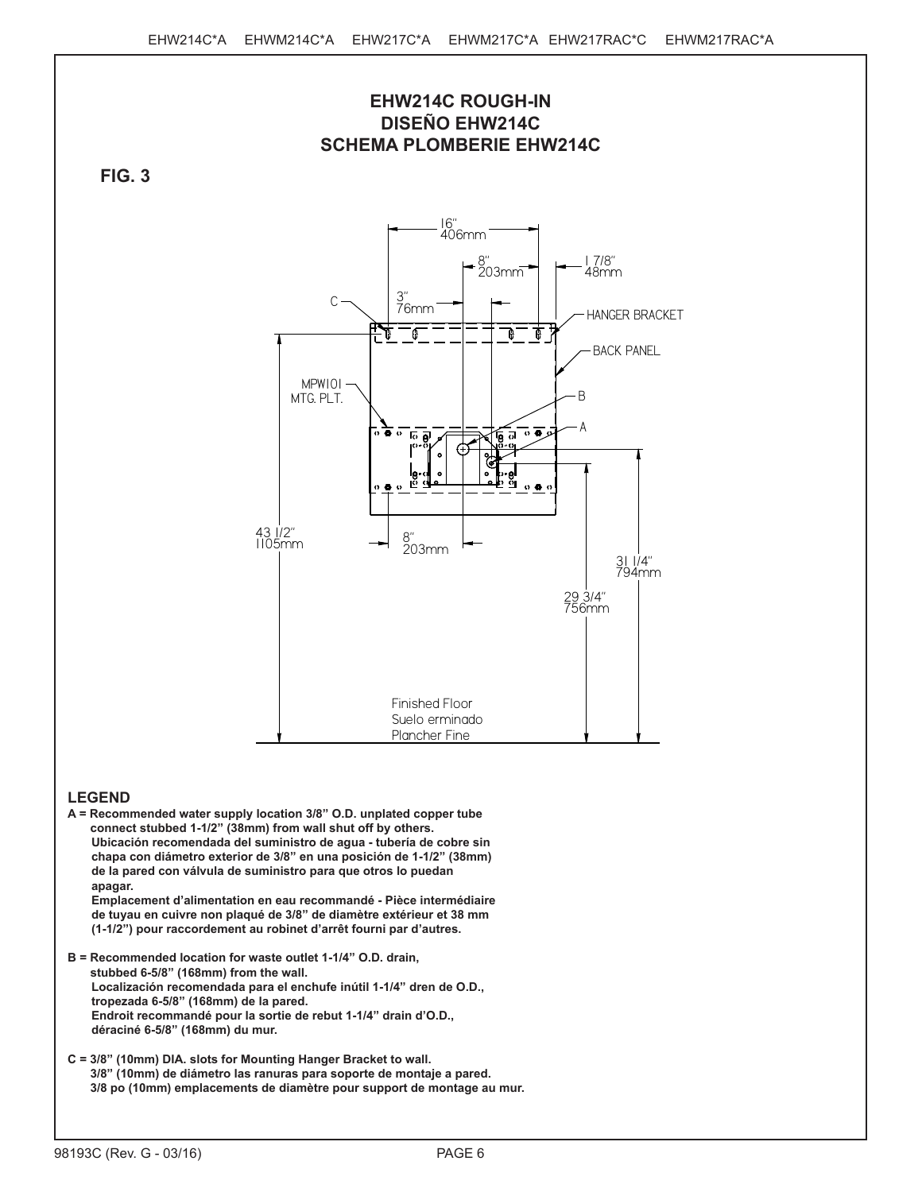## EHW214C ROUGH-IN
## DISEÑO EHW214C
## SCHEMA PLOMBERIE EHW214C

**FIG. 3**

16" 406mm

8" 203mm

1 7/8" 48mm

3" 76mm

C

HANGER BRACKET

BACK PANEL

MPW101 MTG. PLT.

B

A

43 1/2" 1105mm

8" 203mm

31 1/4" 794mm

29 3/4" 756mm

Finished Floor
Suelo erminado
Plancher Fine

### LEGEND

**A = Recommended water supply location 3/8" O.D. unplated copper tube connect stubbed 1-1/2" (38mm) from wall shut off by others.**
**Ubicación recomendada del suministro de agua - tubería de cobre sin chapa con diámetro exterior de 3/8" en una posición de 1-1/2" (38mm) de la pared con válvula de suministro para que otros lo puedan apagar.**
**Emplacement d'alimentation en eau recommandé - Pièce intermédiaire de tuyau en cuivre non plaqué de 3/8" de diamètre extérieur et 38 mm (1-1/2") pour raccordement au robinet d'arrêt fourni par d'autres.**

**B = Recommended location for waste outlet 1-1/4" O.D. drain, stubbed 6-5/8" (168mm) from the wall.**
**Localización recomendada para el enchufe inútil 1-1/4" dren de O.D., tropezada 6-5/8" (168mm) de la pared.**
**Endroit recommandé pour la sortie de rebut 1-1/4" drain d'O.D., déraciné 6-5/8" (168mm) du mur.**

**C = 3/8" (10mm) DIA. slots for Mounting Hanger Bracket to wall.**
**3/8" (10mm) de diámetro las ranuras para soporte de montaje a pared.**
**3/8 po (10mm) emplacements de diamètre pour support de montage au mur.**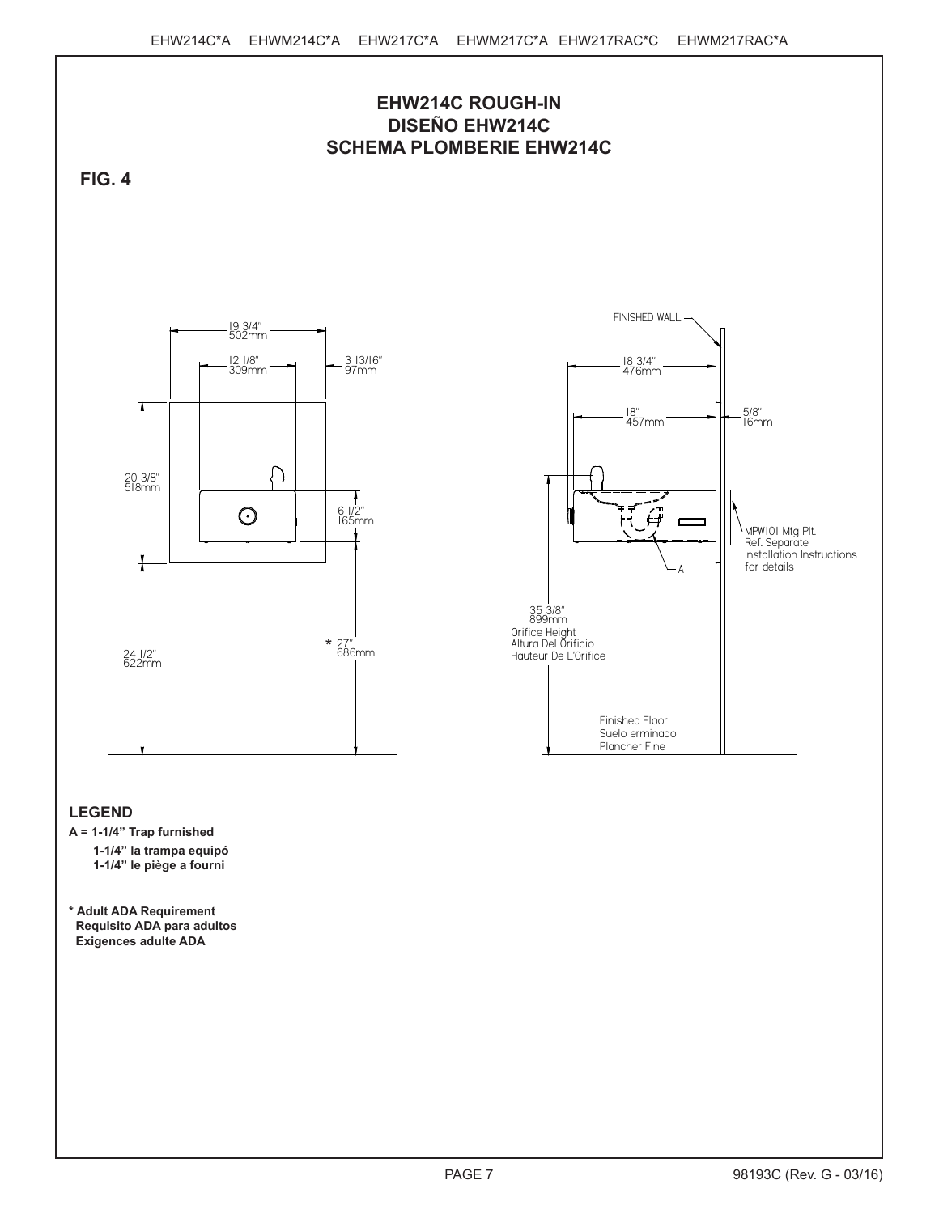# EHW214C ROUGH-IN
# DISEÑO EHW214C
# SCHEMA PLOMBERIE EHW214C

**FIG. 4**

19 3/4"
502mm

12 1/8"
309mm

3 13/16"
97mm

20 3/8"
518mm

6 1/2"
165mm

* 27"
686mm

24 1/2"
622mm

FINISHED WALL

18 3/4"
476mm

18"
457mm

5/8"
16mm

MPW101 Mtg Plt.
Ref. Separate
Installation Instructions
for details

A

35 3/8"
899mm
Orifice Height
Altura Del Orificio
Hauteur De L'Orifice

Finished Floor
Suelo erminado
Plancher Fine

**LEGEND**

**A = 1-1/4" Trap furnished**
**1-1/4" la trampa equipó**
**1-1/4" le piège a fourni**

**\* Adult ADA Requirement**
**Requisito ADA para adultos**
**Exigences adulte ADA**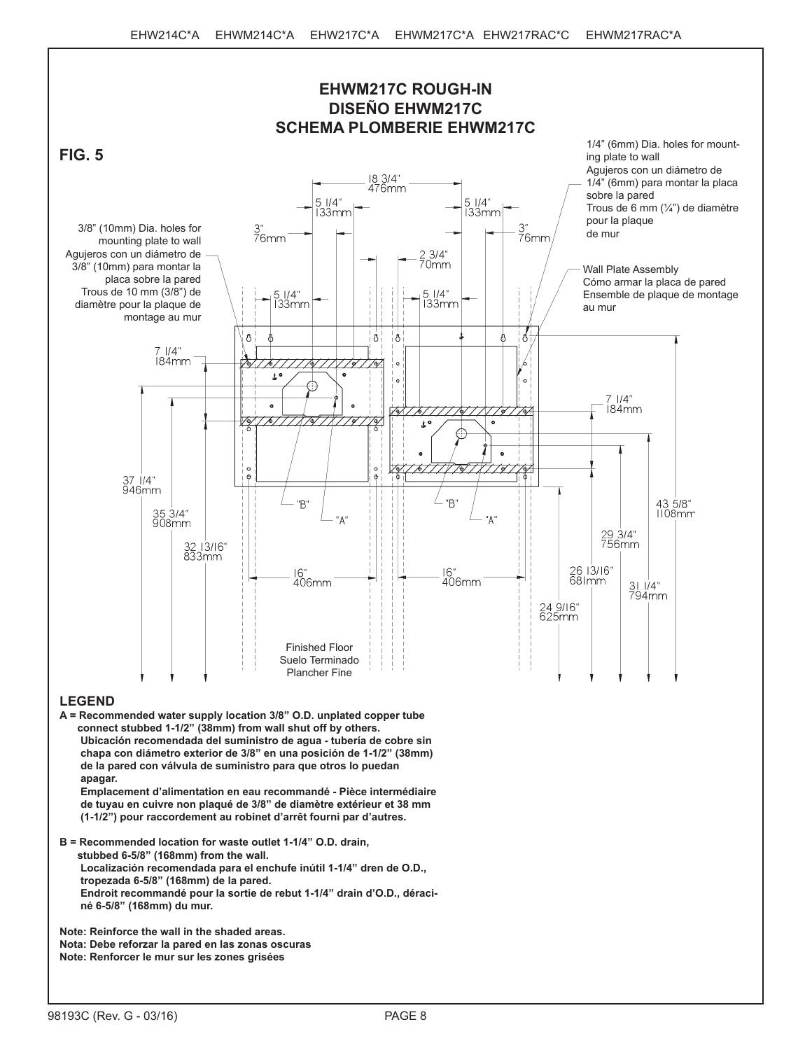# EHWM217C ROUGH-IN
# DISEÑO EHWM217C
# SCHEMA PLOMBERIE EHWM217C

**FIG. 5**

1/4" (6mm) Dia. holes for mounting plate to wall
Agujeros con un diámetro de 1/4" (6mm) para montar la placa sobre la pared
Trous de 6 mm (¼") de diamètre pour la plaque de mur

3/8" (10mm) Dia. holes for mounting plate to wall
Agujeros con un diámetro de 3/8" (10mm) para montar la placa sobre la pared
Trous de 10 mm (3/8") de diamètre pour la plaque de montage au mur

Wall Plate Assembly
Cómo armar la placa de pared
Ensemble de plaque de montage au mur

18 3/4" 476mm
5 1/4" 133mm
5 1/4" 133mm
3" 76mm
3" 76mm
2 3/4" 70mm
5 1/4" 133mm
5 1/4" 133mm
7 1/4" 184mm
7 1/4" 184mm
37 1/4" 946mm
35 3/4" 908mm
32 13/16" 833mm
16" 406mm
16" 406mm
43 5/8" 1108mm
29 3/4" 756mm
26 13/16" 681mm
31 1/4" 794mm
24 9/16" 625mm

"B" "A" "B" "A"

Finished Floor
Suelo Terminado
Plancher Fine

## LEGEND

**A = Recommended water supply location 3/8" O.D. unplated copper tube connect stubbed 1-1/2" (38mm) from wall shut off by others.**
**Ubicación recomendada del suministro de agua - tubería de cobre sin chapa con diámetro exterior de 3/8" en una posición de 1-1/2" (38mm) de la pared con válvula de suministro para que otros lo puedan apagar.**
**Emplacement d'alimentation en eau recommandé - Pièce intermédiaire de tuyau en cuivre non plaqué de 3/8" de diamètre extérieur et 38 mm (1-1/2") pour raccordement au robinet d'arrêt fourni par d'autres.**

**B = Recommended location for waste outlet 1-1/4" O.D. drain, stubbed 6-5/8" (168mm) from the wall.**
**Localización recomendada para el enchufe inútil 1-1/4" dren de O.D., tropezada 6-5/8" (168mm) de la pared.**
**Endroit recommandé pour la sortie de rebut 1-1/4" drain d'O.D., déraciné 6-5/8" (168mm) du mur.**

**Note: Reinforce the wall in the shaded areas.**
**Nota: Debe reforzar la pared en las zonas oscuras**
**Note: Renforcer le mur sur les zones grisées**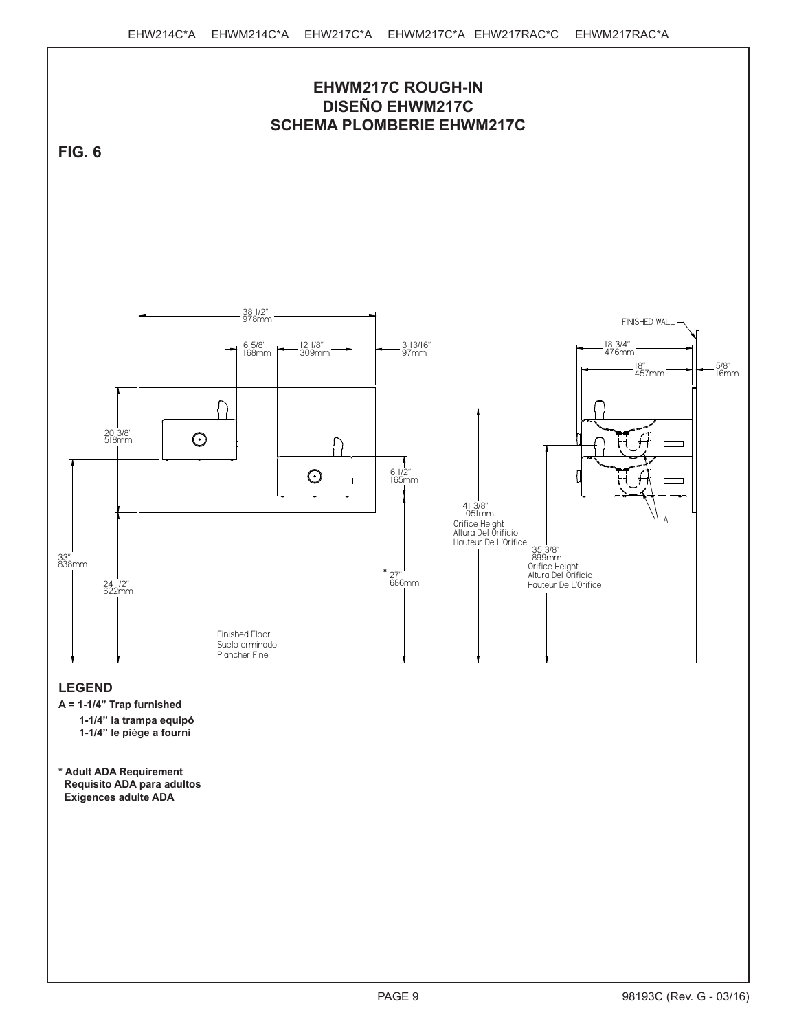# EHWM217C ROUGH-IN
# DISEÑO EHWM217C
# SCHEMA PLOMBERIE EHWM217C

**FIG. 6**

38 1/2" 978mm

6 5/8" 168mm

12 1/8" 309mm

3 13/16" 97mm

20 3/8" 518mm

6 1/2" 165mm

33" 838mm

24 1/2" 622mm

* 27" 686mm

Finished Floor
Suelo erminado
Plancher Fine

FINISHED WALL

18 3/4" 476mm

18" 457mm

5/8" 16mm

41 3/8" 1051mm
Orifice Height
Altura Del Orificio
Hauteur De L'Orifice

35 3/8" 899mm
Orifice Height
Altura Del Orificio
Hauteur De L'Orifice

A

## LEGEND

**A = 1-1/4" Trap furnished**
**1-1/4" la trampa equipó**
**1-1/4" le piège a fourni**

**\* Adult ADA Requirement**
**Requisito ADA para adultos**
**Exigences adulte ADA**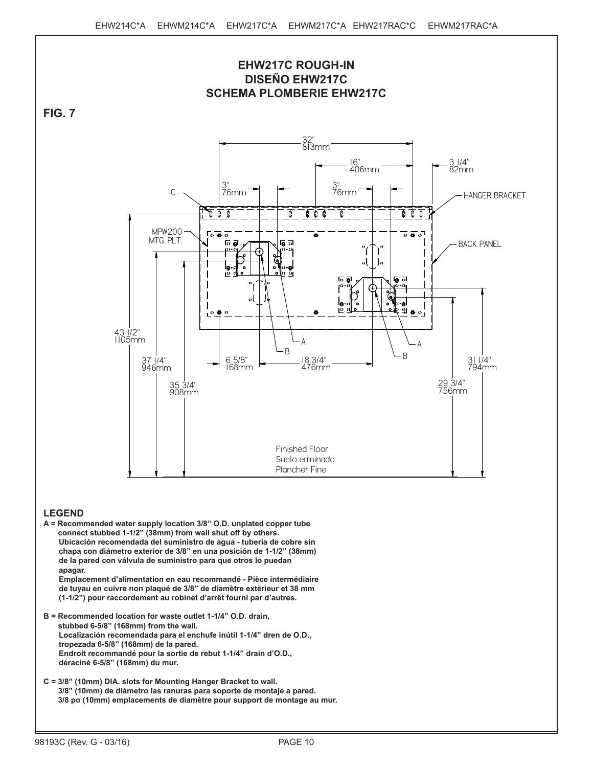## EHW217C ROUGH-IN
## DISEÑO EHW217C
## SCHEMA PLOMBERIE EHW217C

**FIG. 7**

32" 813mm

16" 406mm

3 1/4" 82mm

3" 76mm

3" 76mm

C

HANGER BRACKET

MPW200 MTG. PLT.

BACK PANEL

A

B

A

B

43 1/2" 1105mm

37 1/4" 946mm

35 3/4" 908mm

6 5/8" 168mm

18 3/4" 476mm

31 1/4" 794mm

29 3/4" 756mm

Finished Floor
Suelo erminado
Plancher Fine

### LEGEND

**A = Recommended water supply location 3/8" O.D. unplated copper tube connect stubbed 1-1/2" (38mm) from wall shut off by others.**
**Ubicación recomendada del suministro de agua - tubería de cobre sin chapa con diámetro exterior de 3/8" en una posición de 1-1/2" (38mm) de la pared con válvula de suministro para que otros lo puedan apagar.**
**Emplacement d'alimentation en eau recommandé - Pièce intermédiaire de tuyau en cuivre non plaqué de 3/8" de diamètre extérieur et 38 mm (1-1/2") pour raccordement au robinet d'arrêt fourni par d'autres.**

**B = Recommended location for waste outlet 1-1/4" O.D. drain, stubbed 6-5/8" (168mm) from the wall.**
**Localización recomendada para el enchufe inútil 1-1/4" dren de O.D., tropezada 6-5/8" (168mm) de la pared.**
**Endroit recommandé pour la sortie de rebut 1-1/4" drain d'O.D., déraciné 6-5/8" (168mm) du mur.**

**C = 3/8" (10mm) DIA. slots for Mounting Hanger Bracket to wall.**
**3/8" (10mm) de diámetro las ranuras para soporte de montaje a pared.**
**3/8 po (10mm) emplacements de diamètre pour support de montage au mur.**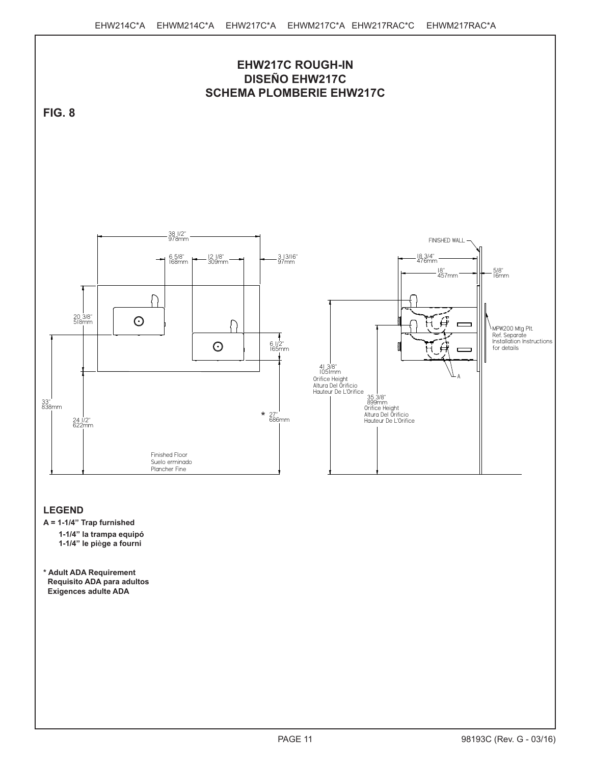# EHW217C ROUGH-IN
# DISEÑO EHW217C
# SCHEMA PLOMBERIE EHW217C

**FIG. 8**

38 1/2"
978mm

6 5/8"
168mm

12 1/8"
309mm

3 13/16"
97mm

20 3/8"
518mm

6 1/2"
165mm

33"
838mm

24 1/2"
622mm

* 27"
686mm

Finished Floor
Suelo erminado
Plancher Fine

FINISHED WALL

18 3/4"
476mm

18"
457mm

5/8"
16mm

MPW200 Mtg Plt.
Ref. Separate
Installation Instructions
for details

A

41 3/8"
1051mm
Orifice Height
Altura Del Orificio
Hauteur De L'Orifice

35 3/8"
899mm
Orifice Height
Altura Del Orificio
Hauteur De L'Orifice

**LEGEND**

**A = 1-1/4" Trap furnished**
**1-1/4" la trampa equipó**
**1-1/4" le piège a fourni**

*** Adult ADA Requirement**
**Requisito ADA para adultos**
**Exigences adulte ADA**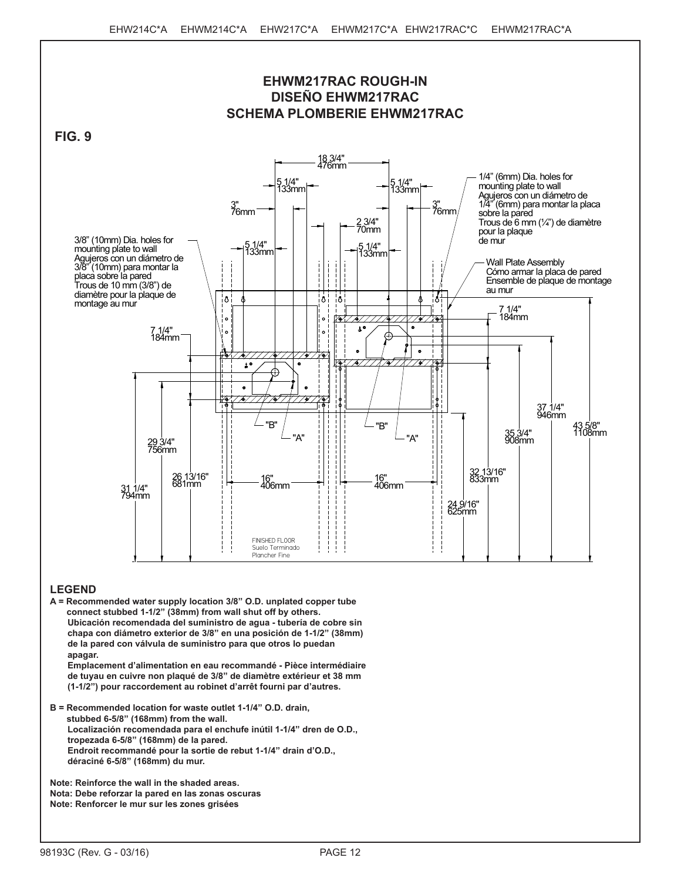# EHWM217RAC ROUGH-IN
# DISEÑO EHWM217RAC
# SCHEMA PLOMBERIE EHWM217RAC

**FIG. 9**

18 3/4" 476mm

5 1/4" 133mm

5 1/4" 133mm

3" 76mm

3" 76mm

2 3/4" 70mm

5 1/4" 133mm

5 1/4" 133mm

1/4" (6mm) Dia. holes for mounting plate to wall
Agujeros con un diámetro de 1/4" (6mm) para montar la placa sobre la pared
Trous de 6 mm (¼") de diamètre pour la plaque de mur

3/8" (10mm) Dia. holes for mounting plate to wall
Agujeros con un diámetro de 3/8" (10mm) para montar la placa sobre la pared
Trous de 10 mm (3/8") de diamètre pour la plaque de montage au mur

Wall Plate Assembly
Cómo armar la placa de pared
Ensemble de plaque de montage au mur

7 1/4" 184mm

7 1/4" 184mm

"B" "A" "B" "A"

37 1/4" 946mm

43 5/8" 1108mm

35 3/4" 908mm

29 3/4" 756mm

26 13/16" 681mm

16" 406mm

16" 406mm

32 13/16" 833mm

31 1/4" 794mm

24 9/16" 625mm

FINISHED FLOOR
Suelo Terminado
Plancher Fine

**LEGEND**

**A = Recommended water supply location 3/8" O.D. unplated copper tube connect stubbed 1-1/2" (38mm) from wall shut off by others.**
**Ubicación recomendada del suministro de agua - tubería de cobre sin chapa con diámetro exterior de 3/8" en una posición de 1-1/2" (38mm) de la pared con válvula de suministro para que otros lo puedan apagar.**
**Emplacement d'alimentation en eau recommandé - Pièce intermédiaire de tuyau en cuivre non plaqué de 3/8" de diamètre extérieur et 38 mm (1-1/2") pour raccordement au robinet d'arrêt fourni par d'autres.**

**B = Recommended location for waste outlet 1-1/4" O.D. drain, stubbed 6-5/8" (168mm) from the wall.**
**Localización recomendada para el enchufe inútil 1-1/4" dren de O.D., tropezada 6-5/8" (168mm) de la pared.**
**Endroit recommandé pour la sortie de rebut 1-1/4" drain d'O.D., déraciné 6-5/8" (168mm) du mur.**

**Note: Reinforce the wall in the shaded areas.**
**Nota: Debe reforzar la pared en las zonas oscuras**
**Note: Renforcer le mur sur les zones grisées**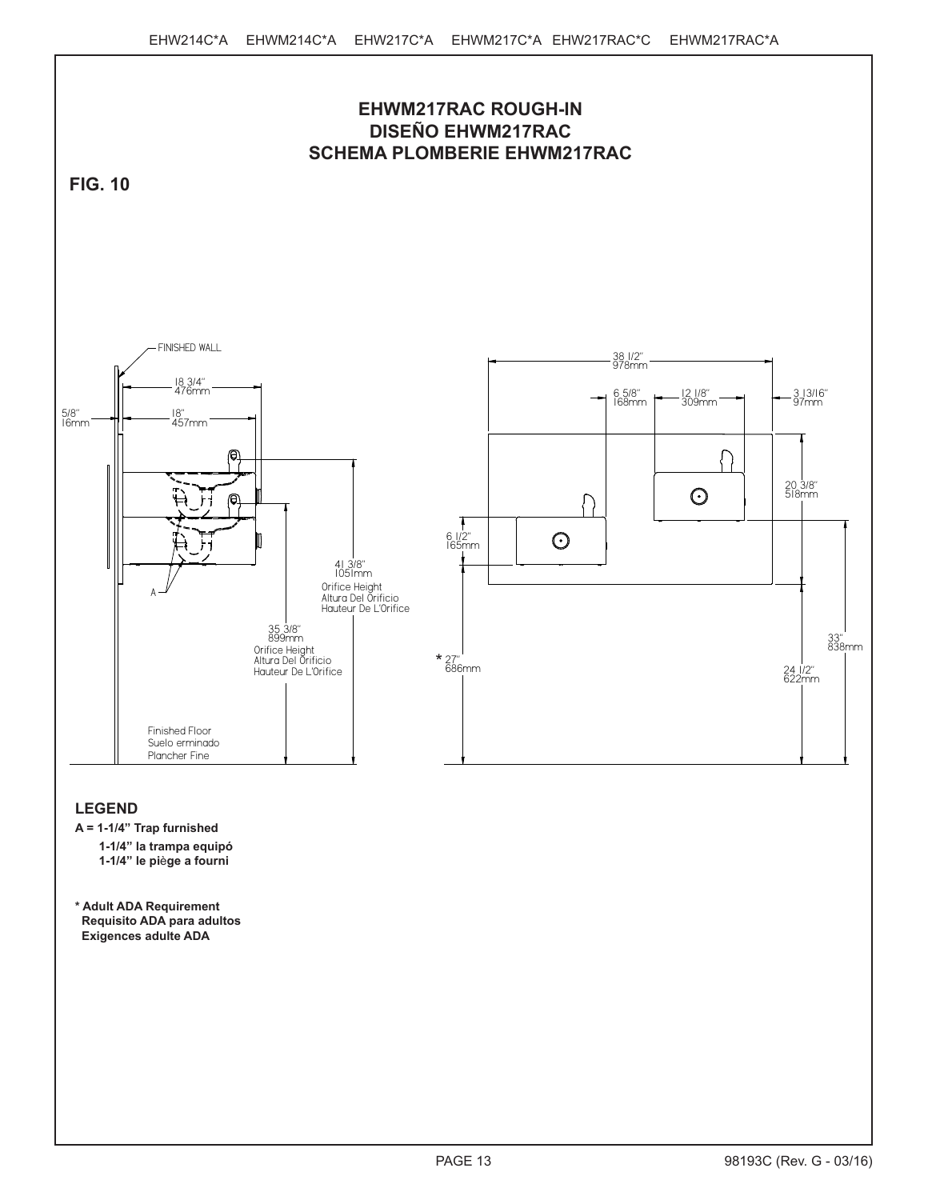# EHWM217RAC ROUGH-IN
# DISEÑO EHWM217RAC
# SCHEMA PLOMBERIE EHWM217RAC

**FIG. 10**

FINISHED WALL

18 3/4"
476mm

5/8"
16mm

18"
457mm

A

41 3/8"
1051mm
Orifice Height
Altura Del Orificio
Hauteur De L'Orifice

35 3/8"
899mm
Orifice Height
Altura Del Orificio
Hauteur De L'Orifice

Finished Floor
Suelo erminado
Plancher Fine

38 1/2"
978mm

6 5/8"
168mm

12 1/8"
309mm

3 13/16"
97mm

20 3/8"
518mm

6 1/2"
165mm

* 27"
686mm

33"
838mm

24 1/2"
622mm

## LEGEND

**A = 1-1/4" Trap furnished**
**1-1/4" la trampa equipó**
**1-1/4" le piège a fourni**

*** Adult ADA Requirement**
**Requisito ADA para adultos**
**Exigences adulte ADA**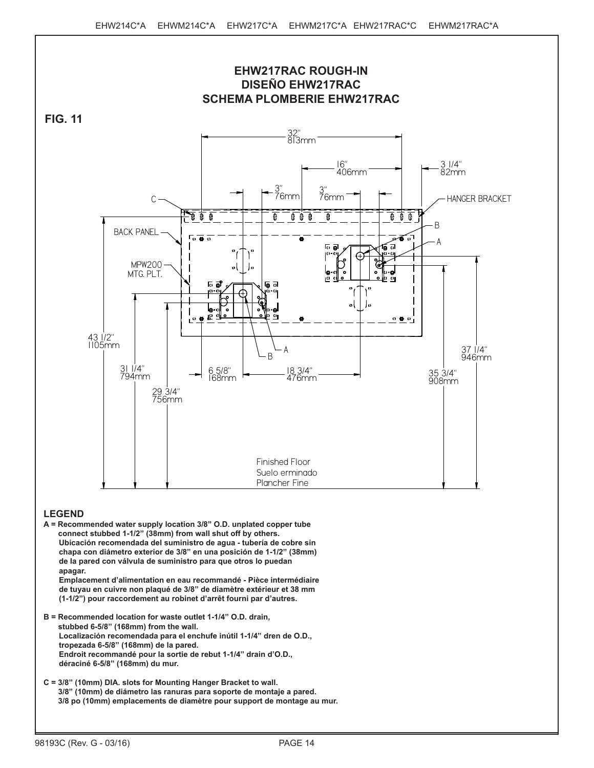# EHW217RAC ROUGH-IN
# DISEÑO EHW217RAC
# SCHEMA PLOMBERIE EHW217RAC

**FIG. 11**

32" 813mm

16" 406mm

3 1/4" 82mm

3" 76mm

3" 76mm

C

HANGER BRACKET

B

BACK PANEL

A

MPW200 MTG. PLT.

43 1/2" 1105mm

A

B

37 1/4" 946mm

31 1/4" 794mm

6 5/8" 168mm

18 3/4" 476mm

35 3/4" 908mm

29 3/4" 756mm

Finished Floor
Suelo erminado
Plancher Fine

## LEGEND

**A = Recommended water supply location 3/8" O.D. unplated copper tube connect stubbed 1-1/2" (38mm) from wall shut off by others.**
**Ubicación recomendada del suministro de agua - tubería de cobre sin chapa con diámetro exterior de 3/8" en una posición de 1-1/2" (38mm) de la pared con válvula de suministro para que otros lo puedan apagar.**
**Emplacement d'alimentation en eau recommandé - Pièce intermédiaire de tuyau en cuivre non plaqué de 3/8" de diamètre extérieur et 38 mm (1-1/2") pour raccordement au robinet d'arrêt fourni par d'autres.**

**B = Recommended location for waste outlet 1-1/4" O.D. drain, stubbed 6-5/8" (168mm) from the wall.**
**Localización recomendada para el enchufe inútil 1-1/4" dren de O.D., tropezada 6-5/8" (168mm) de la pared.**
**Endroit recommandé pour la sortie de rebut 1-1/4" drain d'O.D., déraciné 6-5/8" (168mm) du mur.**

**C = 3/8" (10mm) DIA. slots for Mounting Hanger Bracket to wall.**
**3/8" (10mm) de diámetro las ranuras para soporte de montaje a pared.**
**3/8 po (10mm) emplacements de diamètre pour support de montage au mur.**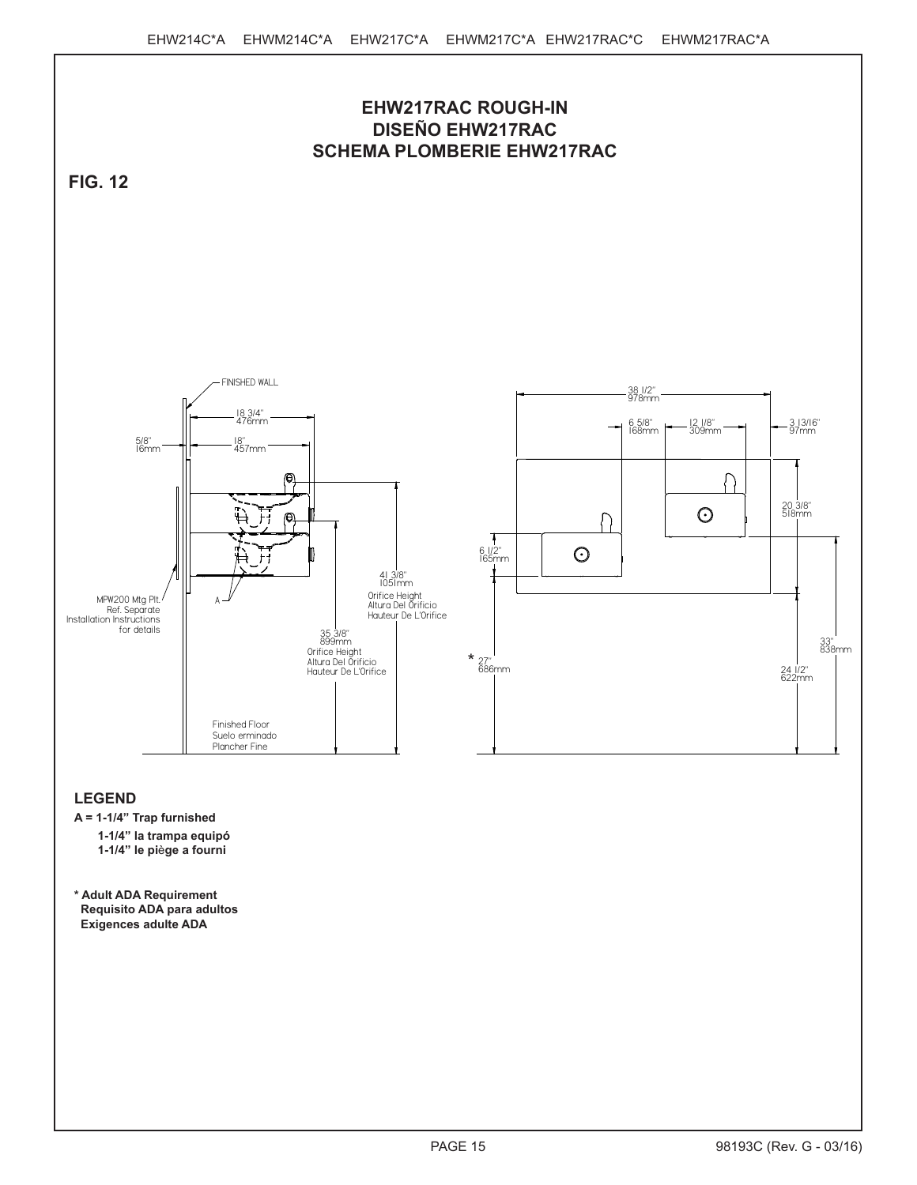# EHW217RAC ROUGH-IN
# DISEÑO EHW217RAC
# SCHEMA PLOMBERIE EHW217RAC

**FIG. 12**

FINISHED WALL

18 3/4"
476mm

5/8"
16mm

18"
457mm

MPW200 Mtg Plt.
Ref. Separate
Installation Instructions
for details

A

41 3/8"
1051mm
Orifice Height
Altura Del Orificio
Hauteur De L'Orifice

35 3/8"
899mm
Orifice Height
Altura Del Orificio
Hauteur De L'Orifice

Finished Floor
Suelo erminado
Plancher Fine

38 1/2"
978mm

6 5/8"
168mm

12 1/8"
309mm

3 13/16"
97mm

20 3/8"
518mm

6 1/2"
165mm

* 27"
686mm

24 1/2"
622mm

33"
838mm

## LEGEND

**A = 1-1/4" Trap furnished**

**1-1/4" la trampa equipó**

**1-1/4" le piège a fourni**

**\* Adult ADA Requirement**
**Requisito ADA para adultos**
**Exigences adulte ADA**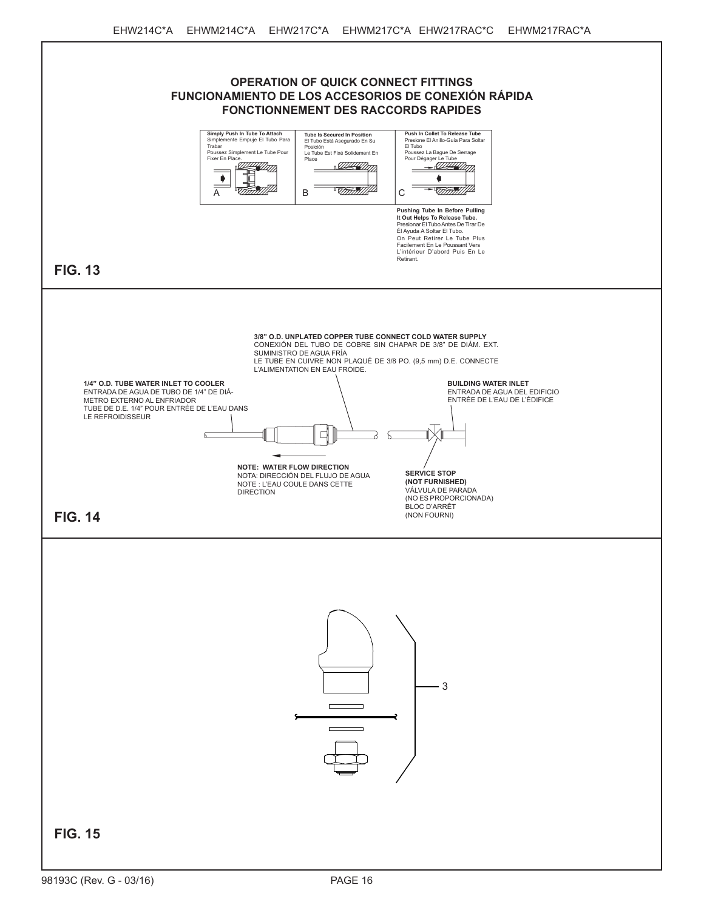## OPERATION OF QUICK CONNECT FITTINGS
## FUNCIONAMIENTO DE LOS ACCESORIOS DE CONEXIÓN RÁPIDA
## FONCTIONNEMENT DES RACCORDS RAPIDES

**Simply Push In Tube To Attach**
Simplemente Empuje El Tubo Para Trabar
Poussez Simplement Le Tube Pour Fixer En Place.

A

**Tube Is Secured In Position**
El Tubo Está Asegurado En Su Posición
Le Tube Est Fixé Solidement En Place

B

**Push In Collet To Release Tube**
Presione El Anillo-Guía Para Soltar El Tubo
Poussez La Bague De Serrage Pour Dégager Le Tube

C

**Pushing Tube In Before Pulling It Out Helps To Release Tube.**
Presionar El Tubo Antes De Tirar De Él Ayuda A Soltar El Tubo.
On Peut Retirer Le Tube Plus Facilement En Le Poussant Vers L'intérieur D'abord Puis En Le Retirant.

**FIG. 13**

**3/8" O.D. UNPLATED COPPER TUBE CONNECT COLD WATER SUPPLY**
CONEXIÓN DEL TUBO DE COBRE SIN CHAPAR DE 3/8" DE DIÁM. EXT. SUMINISTRO DE AGUA FRÍA
LE TUBE EN CUIVRE NON PLAQUÉ DE 3/8 PO. (9,5 mm) D.E. CONNECTE L'ALIMENTATION EN EAU FROIDE.

**1/4" O.D. TUBE WATER INLET TO COOLER**
ENTRADA DE AGUA DE TUBO DE 1/4" DE DIÁMETRO EXTERNO AL ENFRIADOR
TUBE DE D.E. 1/4" POUR ENTRÉE DE L'EAU DANS LE REFROIDISSEUR

**BUILDING WATER INLET**
ENTRADA DE AGUA DEL EDIFICIO
ENTRÉE DE L'EAU DE L'ÉDIFICE

**NOTE: WATER FLOW DIRECTION**
NOTA: DIRECCIÓN DEL FLUJO DE AGUA
NOTE : L'EAU COULE DANS CETTE DIRECTION

**SERVICE STOP (NOT FURNISHED)**
VÁLVULA DE PARADA (NO ES PROPORCIONADA)
BLOC D'ARRÊT (NON FOURNI)

**FIG. 14**

3

**FIG. 15**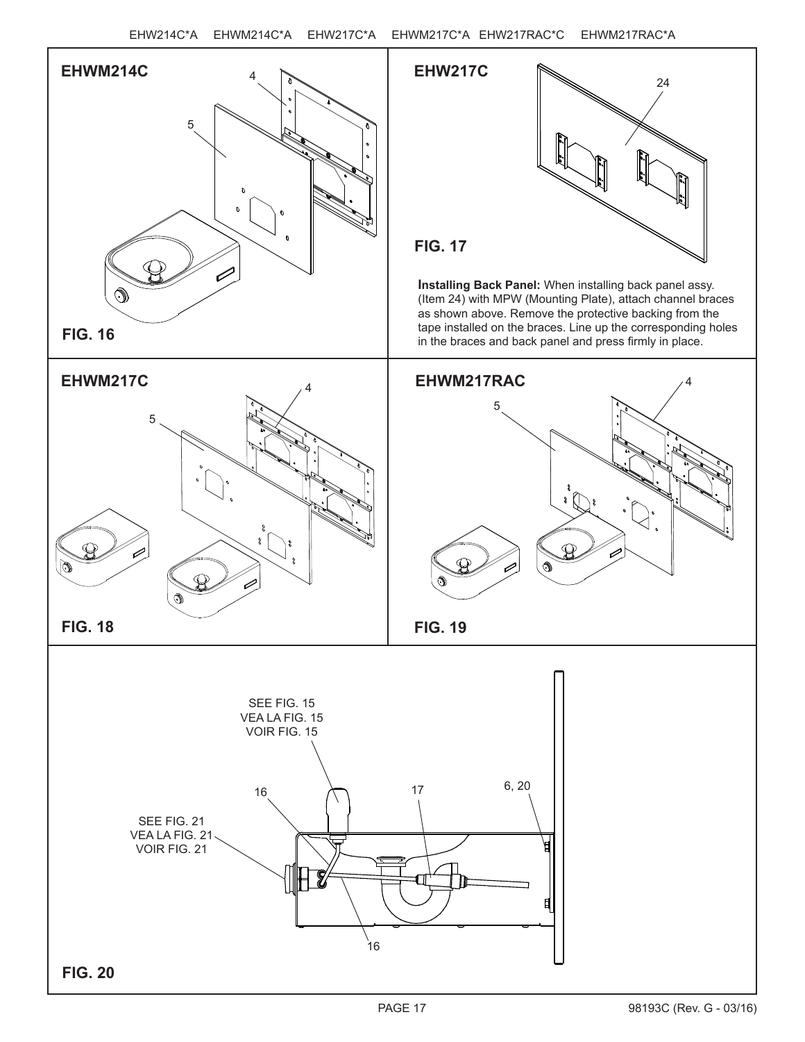EHW214C*A EHWM214C*A EHW217C*A EHWM217C*A EHW217RAC*C EHWM217RAC*A

**EHWM214C**

4

5

**FIG. 16**

**EHW217C**

24

**FIG. 17**

**Installing Back Panel:** When installing back panel assy. (Item 24) with MPW (Mounting Plate), attach channel braces as shown above. Remove the protective backing from the tape installed on the braces. Line up the corresponding holes in the braces and back panel and press firmly in place.

**EHWM217C**

4

5

**FIG. 18**

**EHWM217RAC**

4

5

**FIG. 19**

SEE FIG. 15
VEA LA FIG. 15
VOIR FIG. 15

16

17

6, 20

SEE FIG. 21
VEA LA FIG. 21
VOIR FIG. 21

16

**FIG. 20**

98193C (Rev. G - 03/16)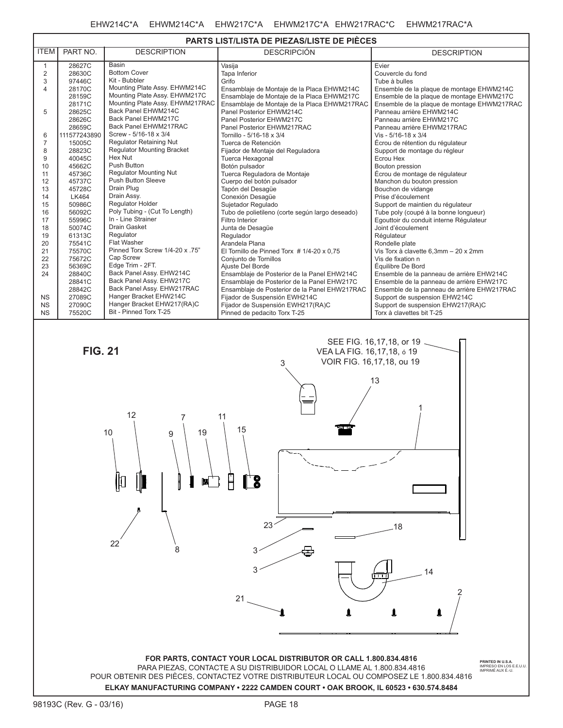EHW214C*A EHWM214C*A EHW217C*A EHWM217C*A EHW217RAC*C EHWM217RAC*A

## PARTS LIST/LISTA DE PIEZAS/LISTE DE PIÈCES

| ITEM | PART NO. | DESCRIPTION | DESCRIPCIÓN | DESCRIPTION |
|---|---|---|---|---|
| 1 | 28627C | Basin | Vasija | Evier |
| 2 | 28630C | Bottom Cover | Tapa Inferior | Couvercle du fond |
| 3 | 97446C | Kit - Bubbler | Grifo | Tube à bulles |
| 4 | 28170C | Mounting Plate Assy. EHWM214C | Ensamblaje de Montaje de la Placa EHWM214C | Ensemble de la plaque de montage EHWM214C |
| | 28159C | Mounting Plate Assy. EHWM217C | Ensamblaje de Montaje de la Placa EHWM217C | Ensemble de la plaque de montage EHWM217C |
| | 28171C | Mounting Plate Assy. EHWM217RAC | Ensamblaje de Montaje de la Placa EHWM217RAC | Ensemble de la plaque de montage EHWM217RAC |
| 5 | 28625C | Back Panel EHWM214C | Panel Posterior EHWM214C | Panneau arrière EHWM214C |
| | 28626C | Back Panel EHWM217C | Panel Posterior EHWM217C | Panneau arrière EHWM217C |
| | 28659C | Back Panel EHWM217RAC | Panel Posterior EHWM217RAC | Panneau arrière EHWM217RAC |
| 6 | 111577243890 | Screw - 5/16-18 x 3/4 | Tornillo - 5/16-18 x 3/4 | Vis - 5/16-18 x 3/4 |
| 7 | 15005C | Regulator Retaining Nut | Tuerca de Retención | Écrou de rétention du régulateur |
| 8 | 28823C | Regulator Mounting Bracket | Fijador de Montaje del Reguladora | Support de montage du régleur |
| 9 | 40045C | Hex Nut | Tuerca Hexagonal | Ecrou Hex |
| 10 | 45662C | Push Button | Botón pulsador | Bouton pression |
| 11 | 45736C | Regulator Mounting Nut | Tuerca Reguladora de Montaje | Écrou de montage de régulateur |
| 12 | 45737C | Push Button Sleeve | Cuerpo del botón pulsador | Manchon du bouton pression |
| 13 | 45728C | Drain Plug | Tapón del Desagüe | Bouchon de vidange |
| 14 | LK464 | Drain Assy. | Conexión Desagüe | Prise d'écoulement |
| 15 | 50986C | Regulator Holder | Sujetador Regulado | Support de maintien du régulateur |
| 16 | 56092C | Poly Tubing - (Cut To Length) | Tubo de polietileno (corte según largo deseado) | Tube poly (coupé à la bonne longueur) |
| 17 | 55996C | In - Line Strainer | Filtro Interior | Egouttoir du conduit interne Régulateur |
| 18 | 50074C | Drain Gasket | Junta de Desagüe | Joint d'écoulement |
| 19 | 61313C | Regulator | Regulador | Régulateur |
| 20 | 75541C | Flat Washer | Arandela Plana | Rondelle plate |
| 21 | 75570C | Pinned Torx Screw 1/4-20 x .75" | El Tornillo de Pinned Torx # 1/4-20 x 0,75 | Vis Torx à clavette 6,3mm – 20 x 2mm |
| 22 | 75672C | Cap Screw | Conjunto de Tornillos | Vis de fixation n |
| 23 | 56369C | Edge Trim - 2FT. | Ajuste Del Borde | Équilibre De Bord |
| 24 | 28840C | Back Panel Assy. EHW214C | Ensamblaje de Posterior de la Panel EHW214C | Ensemble de la panneau de arrière EHW214C |
| | 28841C | Back Panel Assy. EHW217C | Ensamblaje de Posterior de la Panel EHW217C | Ensemble de la panneau de arrière EHW217C |
| | 28842C | Back Panel Assy. EHW217RAC | Ensamblaje de Posterior de la Panel EHW217RAC | Ensemble de la panneau de arrière EHW217RAC |
| NS | 27089C | Hanger Bracket EHW214C | Fijador de Suspensión EWH214C | Support de suspension EHW214C |
| NS | 27090C | Hanger Bracket EHW217(RA)C | Fijador de Suspensión EWH217(RA)C | Support de suspension EHW217(RA)C |
| NS | 75520C | Bit - Pinned Torx T-25 | Pinned de pedacito Torx T-25 | Torx à clavettes bit T-25 |

**FIG. 21**

SEE FIG. 16,17,18, or 19
VEA LA FIG. 16,17,18, ó 19
VOIR FIG. 16,17,18, ou 19

3, 13, 1, 12, 7, 11, 10, 9, 19, 15, 23, 18, 22, 8, 3, 3, 14, 21, 2

**FOR PARTS, CONTACT YOUR LOCAL DISTRIBUTOR OR CALL 1.800.834.4816**
PARA PIEZAS, CONTACTE A SU DISTRIBUIDOR LOCAL O LLAME AL 1.800.834.4816
POUR OBTENIR DES PIÈCES, CONTACTEZ VOTRE DISTRIBUTEUR LOCAL OU COMPOSEZ LE 1.800.834.4816

**ELKAY MANUFACTURING COMPANY • 2222 CAMDEN COURT • OAK BROOK, IL 60523 • 630.574.8484**

PRINTED IN U.S.A.
IMPRESO EN LOS E.E.U.U.
IMPRIMÉ AUX É.-U.

98193C (Rev. G - 03/16)